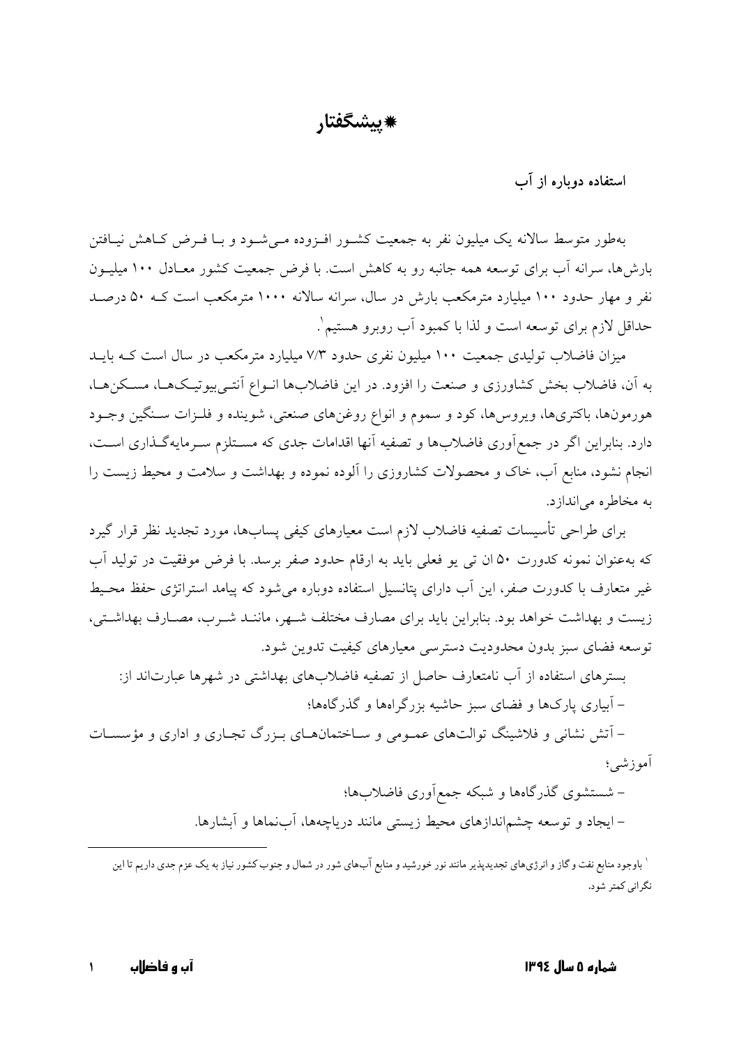# ✸پیشگفتار

## استفاده دوباره از آب

به‌طور متوسط سالانه یک میلیون نفر به جمعیت کشور افزوده می‌شود و با فرض کاهش نیافتن بارش‌ها، سرانه آب برای توسعه همه جانبه رو به کاهش است. با فرض جمعیت کشور معادل ۱۰۰ میلیون نفر و مهار حدود ۱۰۰ میلیارد مترمکعب بارش در سال، سرانه سالانه ۱۰۰۰ مترمکعب است که ۵۰ درصد حداقل لازم برای توسعه است و لذا با کمبود آب روبرو هستیم[۱].

میزان فاضلاب تولیدی جمعیت ۱۰۰ میلیون نفری حدود ۷/۳ میلیارد مترمکعب در سال است که باید به آن، فاضلاب بخش کشاورزی و صنعت را افزود. در این فاضلاب‌ها انواع آنتی‌بیوتیک‌ها، مسکن‌ها، هورمون‌ها، باکتری‌ها، ویروس‌ها، کود و سموم و انواع روغن‌های صنعتی، شوینده و فلزات سنگین وجود دارد. بنابراین اگر در جمع‌آوری فاضلاب‌ها و تصفیه آنها اقدامات جدی که مستلزم سرمایه‌گذاری است، انجام نشود، منابع آب، خاک و محصولات کشاورزی را آلوده نموده و بهداشت و سلامت و محیط زیست را به مخاطره می‌اندازد.

برای طراحی تأسیسات تصفیه فاضلاب لازم است معیارهای کیفی پساب‌ها، مورد تجدید نظر قرار گیرد که به‌عنوان نمونه کدورت ۵۰ ان تی یو فعلی باید به ارقام حدود صفر برسد. با فرض موفقیت در تولید آب غیر متعارف با کدورت صفر، این آب دارای پتانسیل استفاده دوباره می‌شود که پیامد استراتژی حفظ محیط زیست و بهداشت خواهد بود. بنابراین باید برای مصارف مختلف شهر، مانند شرب، مصارف بهداشتی، توسعه فضای سبز بدون محدودیت دسترسی معیارهای کیفیت تدوین شود.

بسترهای استفاده از آب نامتعارف حاصل از تصفیه فاضلاب‌های بهداشتی در شهرها عبارت‌اند از:

- آبیاری پارک‌ها و فضای سبز حاشیه بزرگراه‌ها و گذرگاه‌ها؛
- آتش نشانی و فلاشینگ توالت‌های عمومی و ساختمان‌های بزرگ تجاری و اداری و مؤسسات آموزشی؛
- شستشوی گذرگاه‌ها و شبکه جمع‌آوری فاضلاب‌ها؛
- ایجاد و توسعه چشم‌اندازهای محیط زیستی مانند دریاچه‌ها، آب‌نماها و آبشارها.

---

[۱] باوجود منابع نفت و گاز و انرژی‌های تجدیدپذیر مانند نور خورشید و منابع آب‌های شور در شمال و جنوب کشور نیاز به یک عزم جدی داریم تا این نگرانی کمتر شود.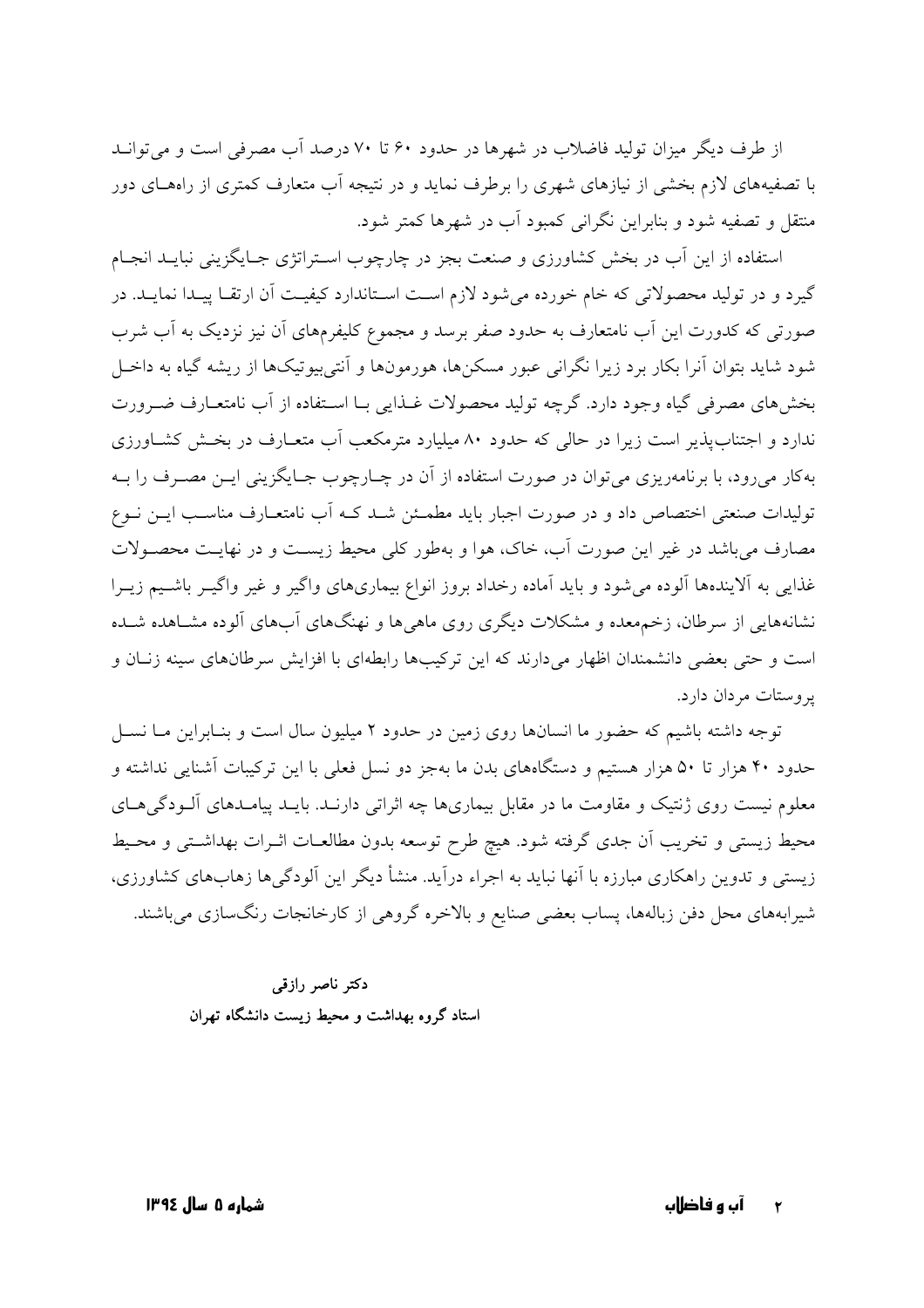از طرف دیگر میزان تولید فاضلاب در شهرها در حدود ۶۰ تا ۷۰ درصد آب مصرفی است و می‌تواند با تصفیه‌های لازم بخشی از نیازهای شهری را برطرف نماید و در نتیجه آب متعارف کمتری از راه‌های دور منتقل و تصفیه شود و بنابراین نگرانی کمبود آب در شهرها کمتر شود.

استفاده از این آب در بخش کشاورزی و صنعت بجز در چارچوب استراتژی جایگزینی نباید انجام گیرد و در تولید محصولاتی که خام خورده می‌شود لازم است استاندارد کیفیت آن ارتقا پیدا نماید. در صورتی که کدورت این آب نامتعارف به حدود صفر برسد و مجموع کلیفرم‌های آن نیز نزدیک به آب شرب شود شاید بتوان آنرا بکار برد زیرا نگرانی عبور مسکن‌ها، هورمون‌ها و آنتی‌بیوتیک‌ها از ریشه گیاه به داخل بخش‌های مصرفی گیاه وجود دارد. گرچه تولید محصولات غذایی با استفاده از آب نامتعارف ضرورت ندارد و اجتناب‌پذیر است زیرا در حالی که حدود ۸۰ میلیارد مترمکعب آب متعارف در بخش کشاورزی به‌کار می‌رود، با برنامه‌ریزی می‌توان در صورت استفاده از آن در چارچوب جایگزینی این مصرف را به تولیدات صنعتی اختصاص داد و در صورت اجبار باید مطمئن شد که آب نامتعارف مناسب این نوع مصارف می‌باشد در غیر این صورت آب، خاک، هوا و به‌طور کلی محیط زیست و در نهایت محصولات غذایی به آلاینده‌ها آلوده می‌شود و باید آماده رخداد بروز انواع بیماری‌های واگیر و غیر واگیر باشیم زیرا نشانه‌هایی از سرطان، زخم‌معده و مشکلات دیگری روی ماهی‌ها و نهنگ‌های آب‌های آلوده مشاهده شده است و حتی بعضی دانشمندان اظهار می‌دارند که این ترکیب‌ها رابطه‌ای با افزایش سرطان‌های سینه زنان و پروستات مردان دارد.

توجه داشته باشیم که حضور ما انسان‌ها روی زمین در حدود ۲ میلیون سال است و بنابراین ما نسل حدود ۴۰ هزار تا ۵۰ هزار هستیم و دستگاه‌های بدن ما به‌جز دو نسل فعلی با این ترکیبات آشنایی نداشته و معلوم نیست روی ژنتیک و مقاومت ما در مقابل بیماری‌ها چه اثراتی دارند. باید پیامدهای آلودگی‌های محیط زیستی و تخریب آن جدی گرفته شود. هیچ طرح توسعه بدون مطالعات اثرات بهداشتی و محیط زیستی و تدوین راهکاری مبارزه با آنها نباید به اجراء درآید. منشأ دیگر این آلودگی‌ها زهاب‌های کشاورزی، شیرابه‌های محل دفن زباله‌ها، پساب بعضی صنایع و بالاخره گروهی از کارخانجات رنگ‌سازی می‌باشند.

**دکتر ناصر رازقی**

**استاد گروه بهداشت و محیط زیست دانشگاه تهران**